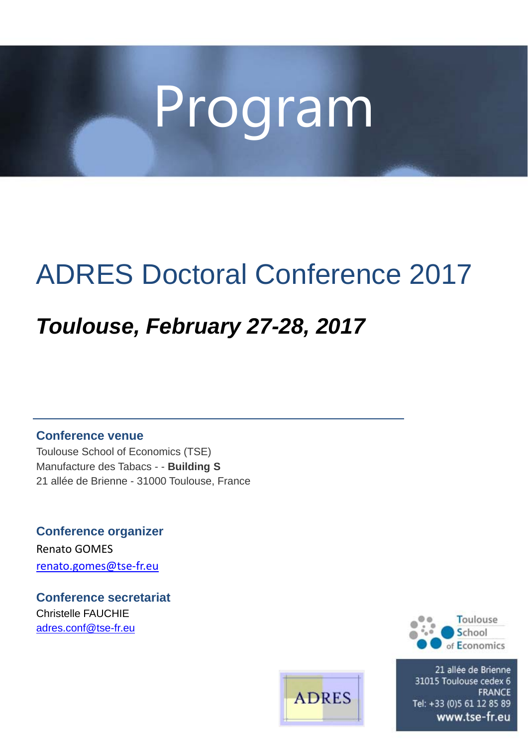# Program

## ADRES Doctoral Conference 2017

***Toulouse, February 27-28, 2017***

---

**Conference venue**

Toulouse School of Economics (TSE)
Manufacture des Tabacs - - **Building S**
21 allée de Brienne - 31000 Toulouse, France

**Conference organizer**

Renato GOMES
renato.gomes@tse-fr.eu

**Conference secretariat**

Christelle FAUCHIE
adres.conf@tse-fr.eu

Toulouse School of Economics

21 allée de Brienne
31015 Toulouse cedex 6
FRANCE
Tel: +33 (0)5 61 12 85 89
www.tse-fr.eu

ADRES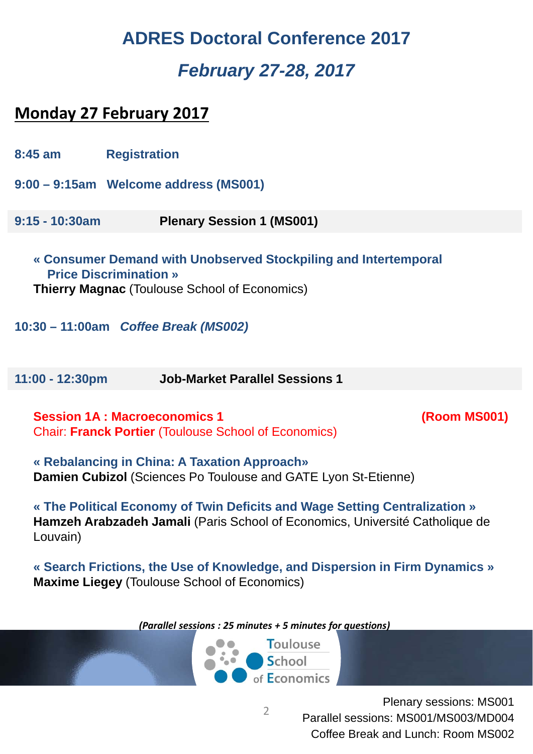# ADRES Doctoral Conference 2017

## *February 27-28, 2017*

## Monday 27 February 2017

**8:45 am** **Registration**

**9:00 – 9:15am** **Welcome address (MS001)**

**9:15 - 10:30am** **Plenary Session 1 (MS001)**

**« Consumer Demand with Unobserved Stockpiling and Intertemporal Price Discrimination »**
**Thierry Magnac** (Toulouse School of Economics)

**10:30 – 11:00am** ***Coffee Break (MS002)***

**11:00 - 12:30pm** **Job-Market Parallel Sessions 1**

**Session 1A : Macroeconomics 1** **(Room MS001)**
Chair: **Franck Portier** (Toulouse School of Economics)

**« Rebalancing in China: A Taxation Approach»**
**Damien Cubizol** (Sciences Po Toulouse and GATE Lyon St-Etienne)

**« The Political Economy of Twin Deficits and Wage Setting Centralization »**
**Hamzeh Arabzadeh Jamali** (Paris School of Economics, Université Catholique de Louvain)

**« Search Frictions, the Use of Knowledge, and Dispersion in Firm Dynamics »**
**Maxime Liegey** (Toulouse School of Economics)

***(Parallel sessions : 25 minutes + 5 minutes for questions)***

Plenary sessions: MS001
Parallel sessions: MS001/MS003/MD004
Coffee Break and Lunch: Room MS002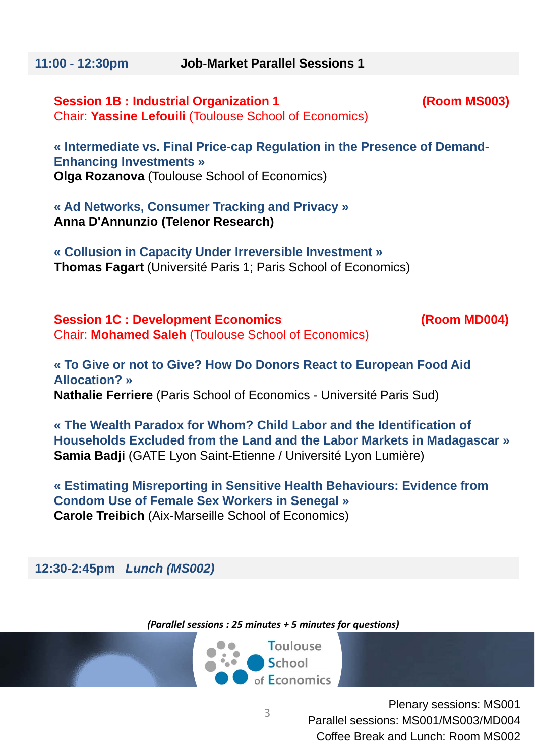## 11:00 - 12:30pm Job-Market Parallel Sessions 1

### Session 1B : Industrial Organization 1 (Room MS003)

Chair: **Yassine Lefouili** (Toulouse School of Economics)

**« Intermediate vs. Final Price-cap Regulation in the Presence of Demand-Enhancing Investments »**
**Olga Rozanova** (Toulouse School of Economics)

**« Ad Networks, Consumer Tracking and Privacy »**
**Anna D'Annunzio (Telenor Research)**

**« Collusion in Capacity Under Irreversible Investment »**
**Thomas Fagart** (Université Paris 1; Paris School of Economics)

### Session 1C : Development Economics (Room MD004)

Chair: **Mohamed Saleh** (Toulouse School of Economics)

**« To Give or not to Give? How Do Donors React to European Food Aid Allocation? »**
**Nathalie Ferriere** (Paris School of Economics - Université Paris Sud)

**« The Wealth Paradox for Whom? Child Labor and the Identification of Households Excluded from the Land and the Labor Markets in Madagascar »**
**Samia Badji** (GATE Lyon Saint-Etienne / Université Lyon Lumière)

**« Estimating Misreporting in Sensitive Health Behaviours: Evidence from Condom Use of Female Sex Workers in Senegal »**
**Carole Treibich** (Aix-Marseille School of Economics)

## 12:30-2:45pm *Lunch (MS002)*

***(Parallel sessions : 25 minutes + 5 minutes for questions)***

Toulouse School of Economics

Plenary sessions: MS001
Parallel sessions: MS001/MS003/MD004
Coffee Break and Lunch: Room MS002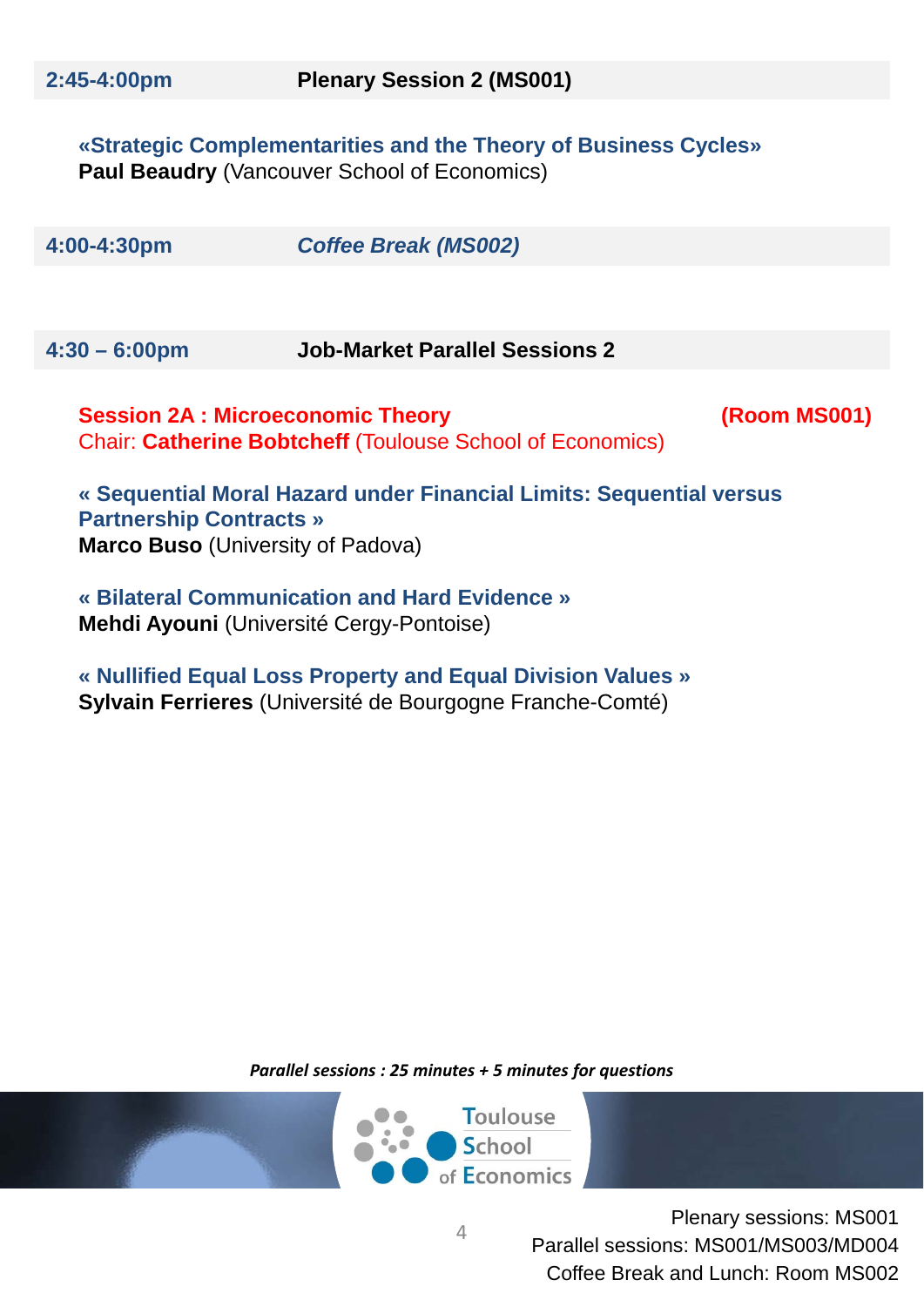| **2:45-4:00pm** | **Plenary Session 2 (MS001)** |
|---|---|

**«Strategic Complementarities and the Theory of Business Cycles»**
**Paul Beaudry** (Vancouver School of Economics)

| **4:00-4:30pm** | ***Coffee Break (MS002)*** |
|---|---|

| **4:30 – 6:00pm** | **Job-Market Parallel Sessions 2** |
|---|---|

**Session 2A : Microeconomic Theory** **(Room MS001)**
Chair: **Catherine Bobtcheff** (Toulouse School of Economics)

**« Sequential Moral Hazard under Financial Limits: Sequential versus Partnership Contracts »**
**Marco Buso** (University of Padova)

**« Bilateral Communication and Hard Evidence »**
**Mehdi Ayouni** (Université Cergy-Pontoise)

**« Nullified Equal Loss Property and Equal Division Values »**
**Sylvain Ferrieres** (Université de Bourgogne Franche-Comté)

***Parallel sessions : 25 minutes + 5 minutes for questions***

Plenary sessions: MS001
Parallel sessions: MS001/MS003/MD004
Coffee Break and Lunch: Room MS002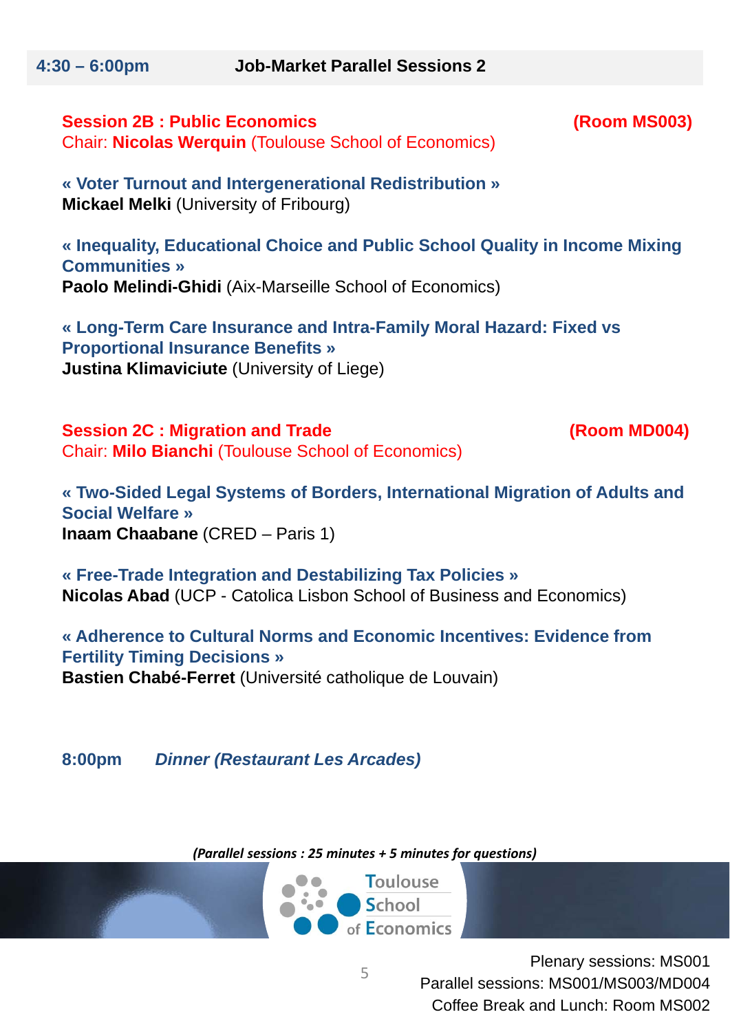## 4:30 – 6:00pm Job-Market Parallel Sessions 2

### Session 2B : Public Economics (Room MS003)

Chair: **Nicolas Werquin** (Toulouse School of Economics)

**« Voter Turnout and Intergenerational Redistribution »**
**Mickael Melki** (University of Fribourg)

**« Inequality, Educational Choice and Public School Quality in Income Mixing Communities »**
**Paolo Melindi-Ghidi** (Aix-Marseille School of Economics)

**« Long-Term Care Insurance and Intra-Family Moral Hazard: Fixed vs Proportional Insurance Benefits »**
**Justina Klimaviciute** (University of Liege)

### Session 2C : Migration and Trade (Room MD004)

Chair: **Milo Bianchi** (Toulouse School of Economics)

**« Two-Sided Legal Systems of Borders, International Migration of Adults and Social Welfare »**
**Inaam Chaabane** (CRED – Paris 1)

**« Free-Trade Integration and Destabilizing Tax Policies »**
**Nicolas Abad** (UCP - Catolica Lisbon School of Business and Economics)

**« Adherence to Cultural Norms and Economic Incentives: Evidence from Fertility Timing Decisions »**
**Bastien Chabé-Ferret** (Université catholique de Louvain)

**8:00pm** *Dinner (Restaurant Les Arcades)*

*(Parallel sessions : 25 minutes + 5 minutes for questions)*

Toulouse School of Economics

Plenary sessions: MS001
Parallel sessions: MS001/MS003/MD004
Coffee Break and Lunch: Room MS002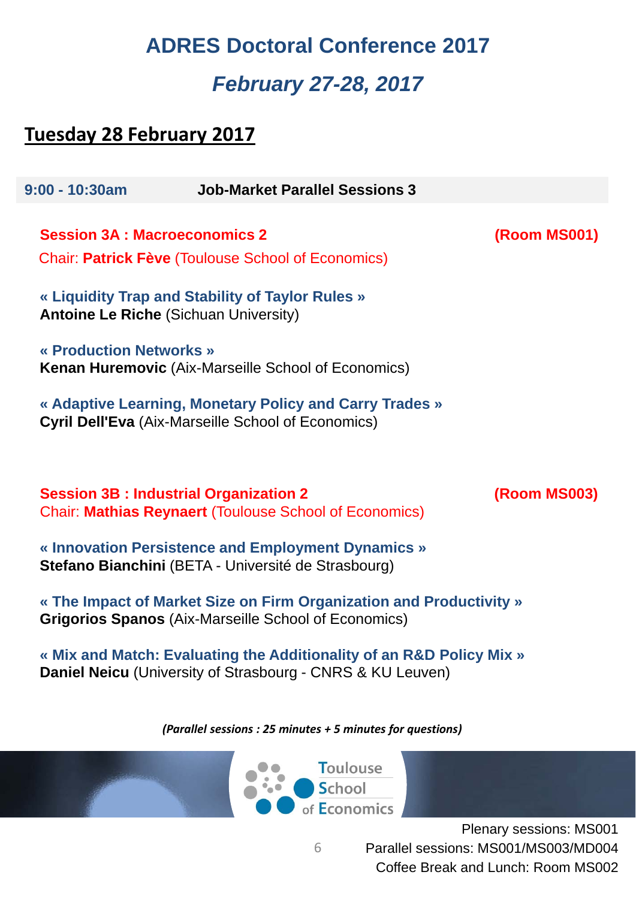# ADRES Doctoral Conference 2017

## *February 27-28, 2017*

## Tuesday 28 February 2017

**9:00 - 10:30am** **Job-Market Parallel Sessions 3**

**Session 3A : Macroeconomics 2** **(Room MS001)**

Chair: **Patrick Fève** (Toulouse School of Economics)

**« Liquidity Trap and Stability of Taylor Rules »**
**Antoine Le Riche** (Sichuan University)

**« Production Networks »**
**Kenan Huremovic** (Aix-Marseille School of Economics)

**« Adaptive Learning, Monetary Policy and Carry Trades »**
**Cyril Dell'Eva** (Aix-Marseille School of Economics)

**Session 3B : Industrial Organization 2** **(Room MS003)**

Chair: **Mathias Reynaert** (Toulouse School of Economics)

**« Innovation Persistence and Employment Dynamics »**
**Stefano Bianchini** (BETA - Université de Strasbourg)

**« The Impact of Market Size on Firm Organization and Productivity »**
**Grigorios Spanos** (Aix-Marseille School of Economics)

**« Mix and Match: Evaluating the Additionality of an R&D Policy Mix »**
**Daniel Neicu** (University of Strasbourg - CNRS & KU Leuven)

***(Parallel sessions : 25 minutes + 5 minutes for questions)***

Toulouse School of Economics

Plenary sessions: MS001
Parallel sessions: MS001/MS003/MD004
Coffee Break and Lunch: Room MS002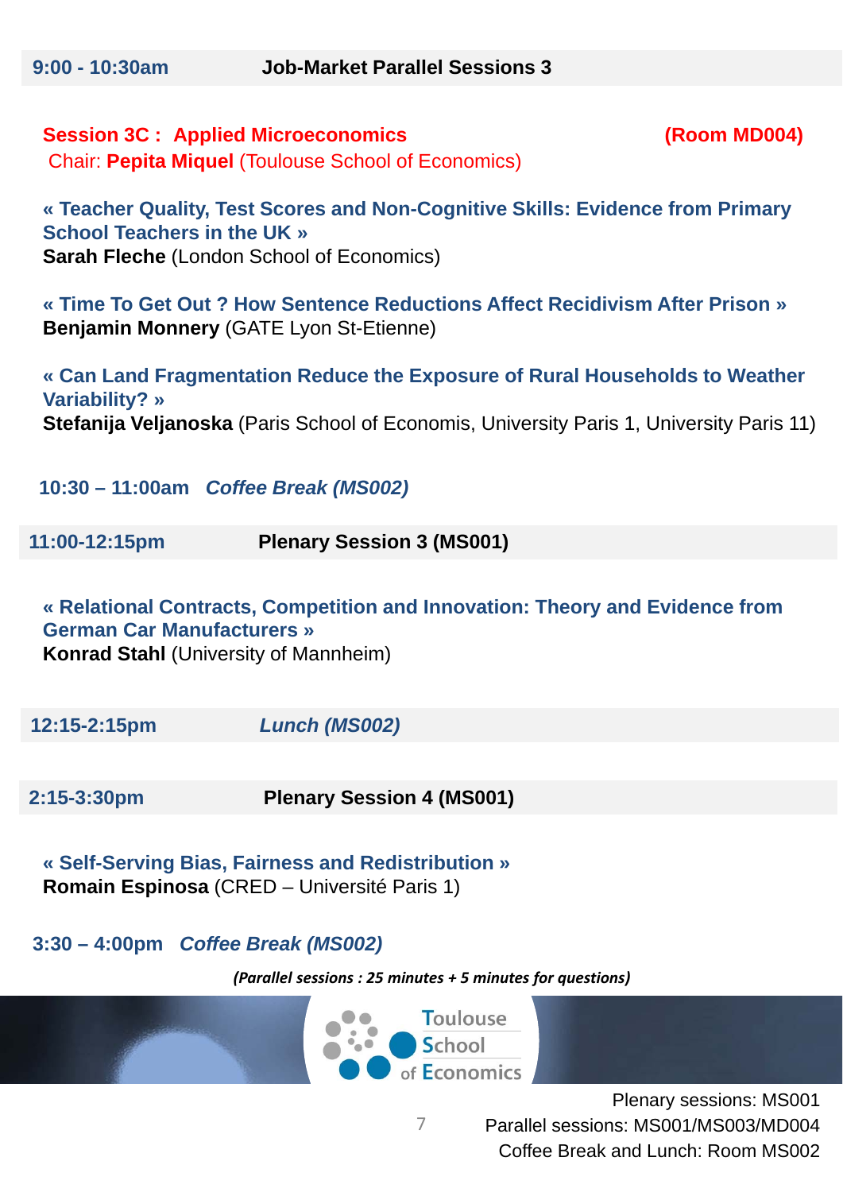## 9:00 - 10:30am Job-Market Parallel Sessions 3

### Session 3C : Applied Microeconomics (Room MD004)

Chair: **Pepita Miquel** (Toulouse School of Economics)

**« Teacher Quality, Test Scores and Non-Cognitive Skills: Evidence from Primary School Teachers in the UK »**
**Sarah Fleche** (London School of Economics)

**« Time To Get Out ? How Sentence Reductions Affect Recidivism After Prison »**
**Benjamin Monnery** (GATE Lyon St-Etienne)

**« Can Land Fragmentation Reduce the Exposure of Rural Households to Weather Variability? »**
**Stefanija Veljanoska** (Paris School of Economis, University Paris 1, University Paris 11)

**10:30 – 11:00am** *Coffee Break (MS002)*

## 11:00-12:15pm Plenary Session 3 (MS001)

**« Relational Contracts, Competition and Innovation: Theory and Evidence from German Car Manufacturers »**
**Konrad Stahl** (University of Mannheim)

## 12:15-2:15pm *Lunch (MS002)*

## 2:15-3:30pm Plenary Session 4 (MS001)

**« Self-Serving Bias, Fairness and Redistribution »**
**Romain Espinosa** (CRED – Université Paris 1)

**3:30 – 4:00pm** *Coffee Break (MS002)*

*(Parallel sessions : 25 minutes + 5 minutes for questions)*

Toulouse School of Economics

Plenary sessions: MS001
Parallel sessions: MS001/MS003/MD004
Coffee Break and Lunch: Room MS002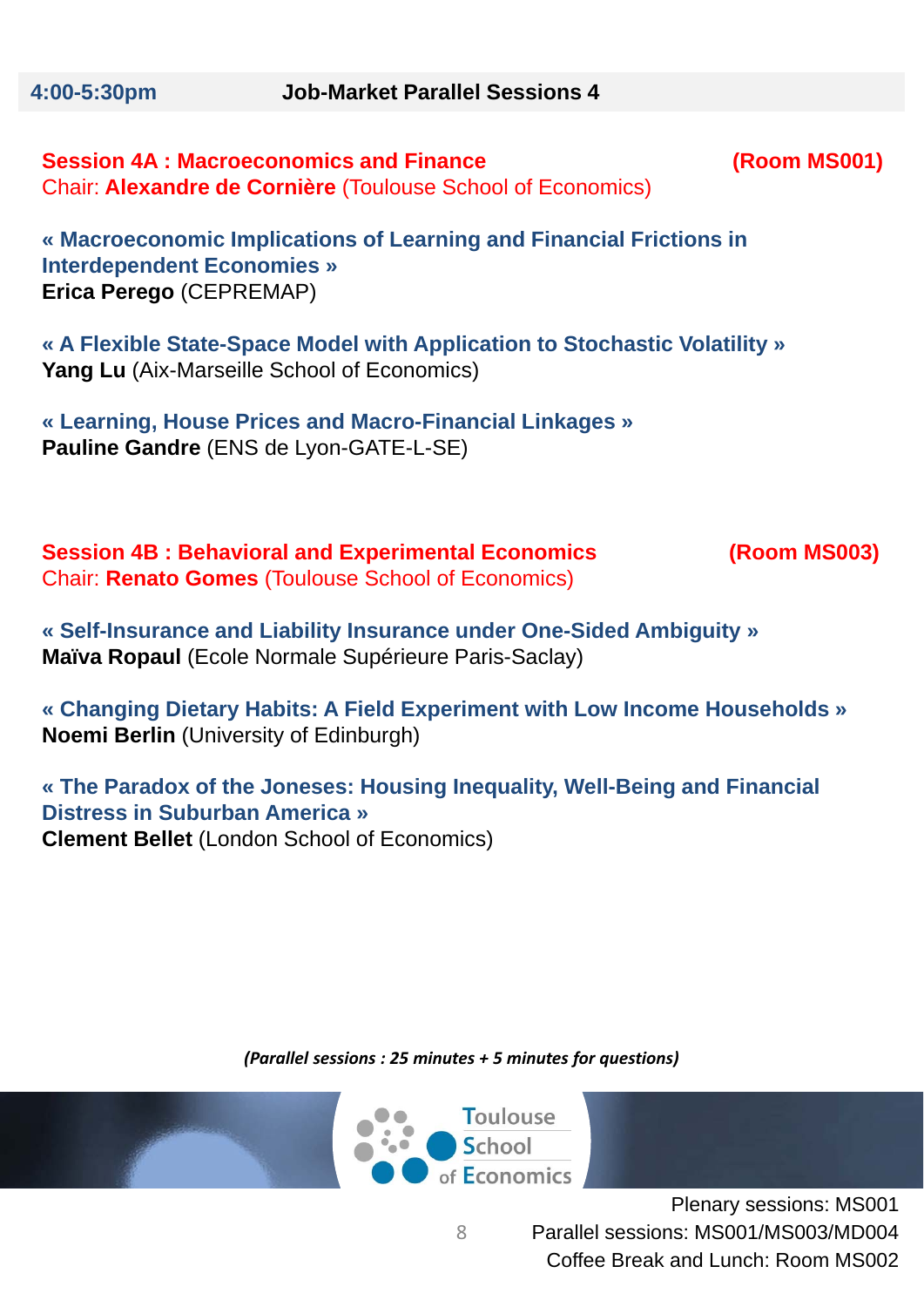## 4:00-5:30pm Job-Market Parallel Sessions 4

### Session 4A : Macroeconomics and Finance (Room MS001)

Chair: **Alexandre de Cornière** (Toulouse School of Economics)

**« Macroeconomic Implications of Learning and Financial Frictions in Interdependent Economies »**
**Erica Perego** (CEPREMAP)

**« A Flexible State-Space Model with Application to Stochastic Volatility »**
**Yang Lu** (Aix-Marseille School of Economics)

**« Learning, House Prices and Macro-Financial Linkages »**
**Pauline Gandre** (ENS de Lyon-GATE-L-SE)

### Session 4B : Behavioral and Experimental Economics (Room MS003)

Chair: **Renato Gomes** (Toulouse School of Economics)

**« Self-Insurance and Liability Insurance under One-Sided Ambiguity »**
**Maïva Ropaul** (Ecole Normale Supérieure Paris-Saclay)

**« Changing Dietary Habits: A Field Experiment with Low Income Households »**
**Noemi Berlin** (University of Edinburgh)

**« The Paradox of the Joneses: Housing Inequality, Well-Being and Financial Distress in Suburban America »**
**Clement Bellet** (London School of Economics)

***(Parallel sessions : 25 minutes + 5 minutes for questions)***

Toulouse School of Economics

Plenary sessions: MS001
Parallel sessions: MS001/MS003/MD004
Coffee Break and Lunch: Room MS002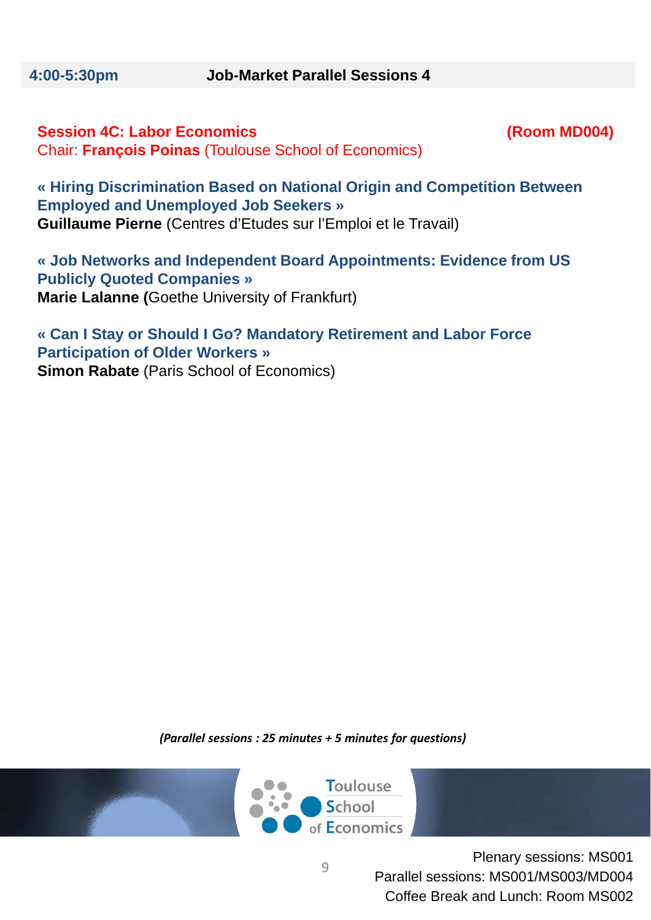## 4:00-5:30pm Job-Market Parallel Sessions 4

### Session 4C: Labor Economics (Room MD004)

Chair: **François Poinas** (Toulouse School of Economics)

**« Hiring Discrimination Based on National Origin and Competition Between Employed and Unemployed Job Seekers »**
**Guillaume Pierne** (Centres d'Etudes sur l'Emploi et le Travail)

**« Job Networks and Independent Board Appointments: Evidence from US Publicly Quoted Companies »**
**Marie Lalanne (**Goethe University of Frankfurt)

**« Can I Stay or Should I Go? Mandatory Retirement and Labor Force Participation of Older Workers »**
**Simon Rabate** (Paris School of Economics)

*(Parallel sessions : 25 minutes + 5 minutes for questions)*

Plenary sessions: MS001
Parallel sessions: MS001/MS003/MD004
Coffee Break and Lunch: Room MS002